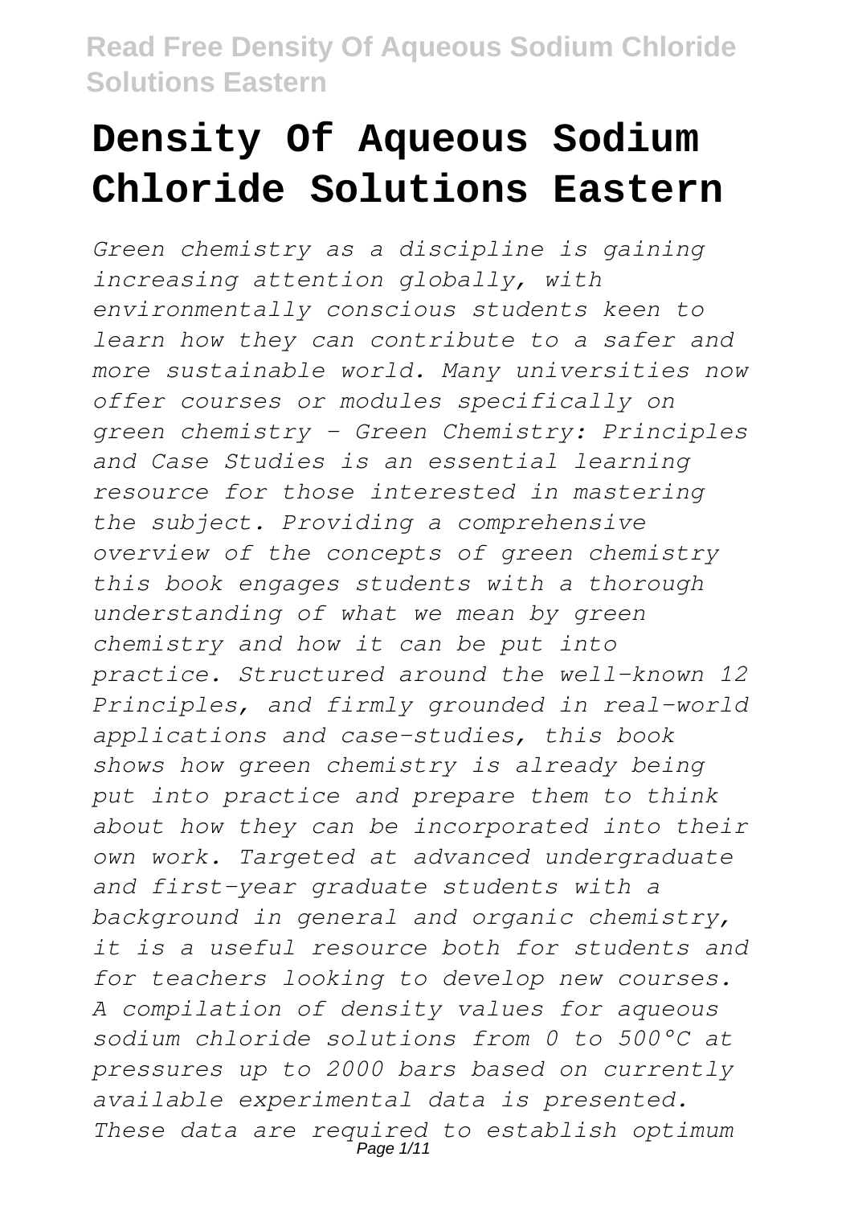# Density Of Aqueous Sodium Chloride Solutions Eastern

*Green chemistry as a discipline is gaining increasing attention globally, with environmentally conscious students keen to learn how they can contribute to a safer and more sustainable world. Many universities now offer courses or modules specifically on green chemistry - Green Chemistry: Principles and Case Studies is an essential learning resource for those interested in mastering the subject. Providing a comprehensive overview of the concepts of green chemistry this book engages students with a thorough understanding of what we mean by green chemistry and how it can be put into practice. Structured around the well-known 12 Principles, and firmly grounded in real-world applications and case-studies, this book shows how green chemistry is already being put into practice and prepare them to think about how they can be incorporated into their own work. Targeted at advanced undergraduate and first-year graduate students with a background in general and organic chemistry, it is a useful resource both for students and for teachers looking to develop new courses. A compilation of density values for aqueous sodium chloride solutions from 0 to 500°C at pressures up to 2000 bars based on currently available experimental data is presented. These data are required to establish optimum*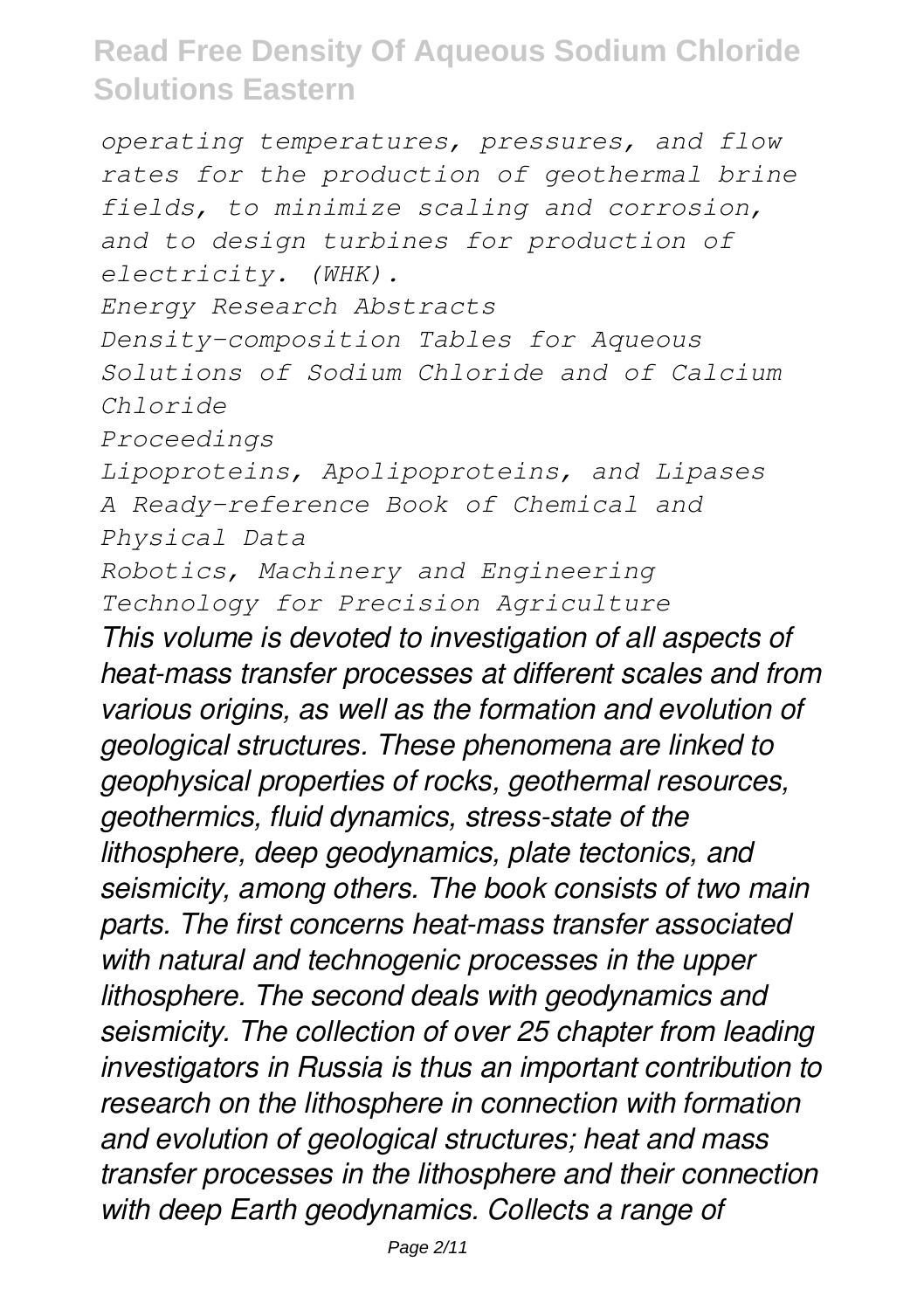*operating temperatures, pressures, and flow rates for the production of geothermal brine fields, to minimize scaling and corrosion, and to design turbines for production of electricity. (WHK).*

*Energy Research Abstracts*

*Density-composition Tables for Aqueous Solutions of Sodium Chloride and of Calcium Chloride*

*Proceedings*

*Lipoproteins, Apolipoproteins, and Lipases*

*A Ready-reference Book of Chemical and Physical Data*

*Robotics, Machinery and Engineering Technology for Precision Agriculture*

*This volume is devoted to investigation of all aspects of heat-mass transfer processes at different scales and from various origins, as well as the formation and evolution of geological structures. These phenomena are linked to geophysical properties of rocks, geothermal resources, geothermics, fluid dynamics, stress-state of the lithosphere, deep geodynamics, plate tectonics, and seismicity, among others. The book consists of two main parts. The first concerns heat-mass transfer associated with natural and technogenic processes in the upper lithosphere. The second deals with geodynamics and seismicity. The collection of over 25 chapter from leading investigators in Russia is thus an important contribution to research on the lithosphere in connection with formation and evolution of geological structures; heat and mass transfer processes in the lithosphere and their connection with deep Earth geodynamics. Collects a range of*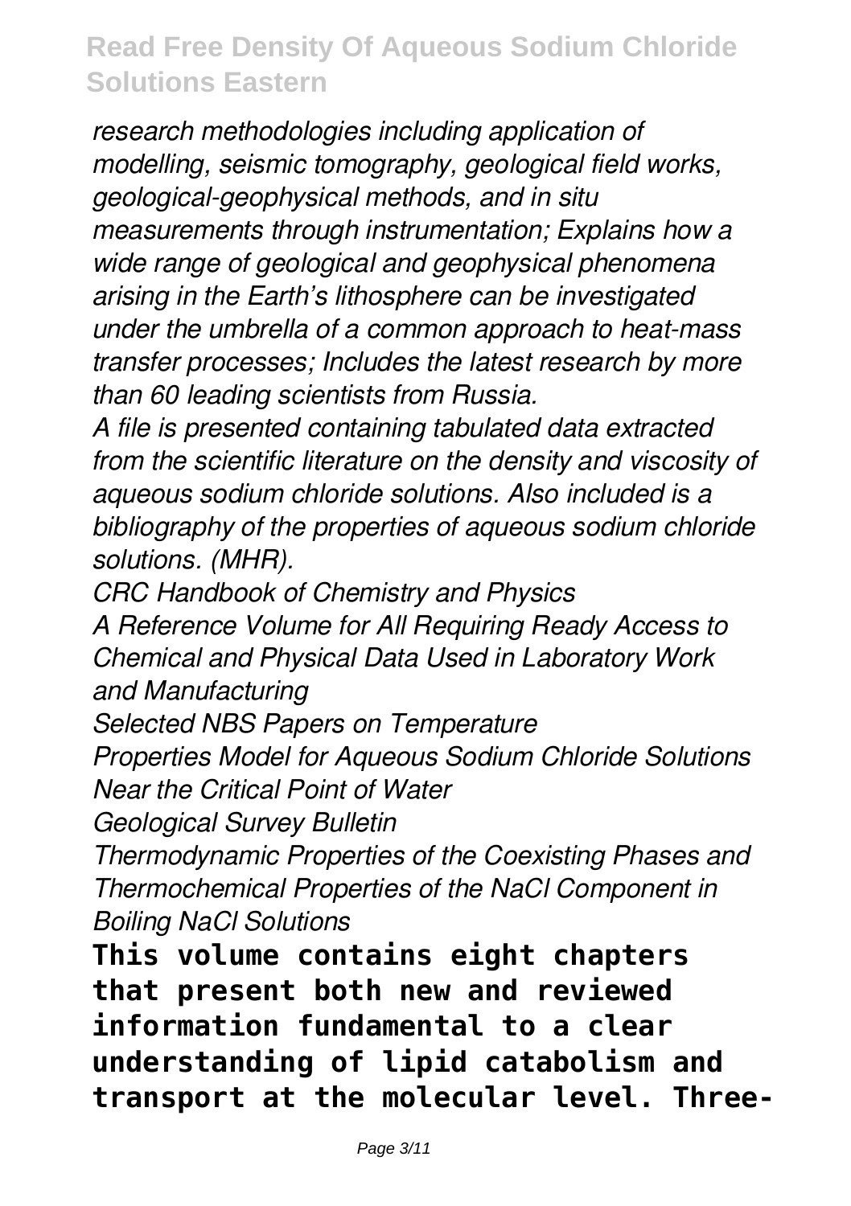*research methodologies including application of modelling, seismic tomography, geological field works, geological-geophysical methods, and in situ measurements through instrumentation; Explains how a wide range of geological and geophysical phenomena arising in the Earth's lithosphere can be investigated under the umbrella of a common approach to heat-mass transfer processes; Includes the latest research by more than 60 leading scientists from Russia.*

*A file is presented containing tabulated data extracted from the scientific literature on the density and viscosity of aqueous sodium chloride solutions. Also included is a bibliography of the properties of aqueous sodium chloride solutions. (MHR).*

*CRC Handbook of Chemistry and Physics*

*A Reference Volume for All Requiring Ready Access to Chemical and Physical Data Used in Laboratory Work and Manufacturing*

*Selected NBS Papers on Temperature*

*Properties Model for Aqueous Sodium Chloride Solutions Near the Critical Point of Water*

*Geological Survey Bulletin*

*Thermodynamic Properties of the Coexisting Phases and Thermochemical Properties of the NaCl Component in Boiling NaCl Solutions*

**This volume contains eight chapters that present both new and reviewed information fundamental to a clear understanding of lipid catabolism and transport at the molecular level. Three-**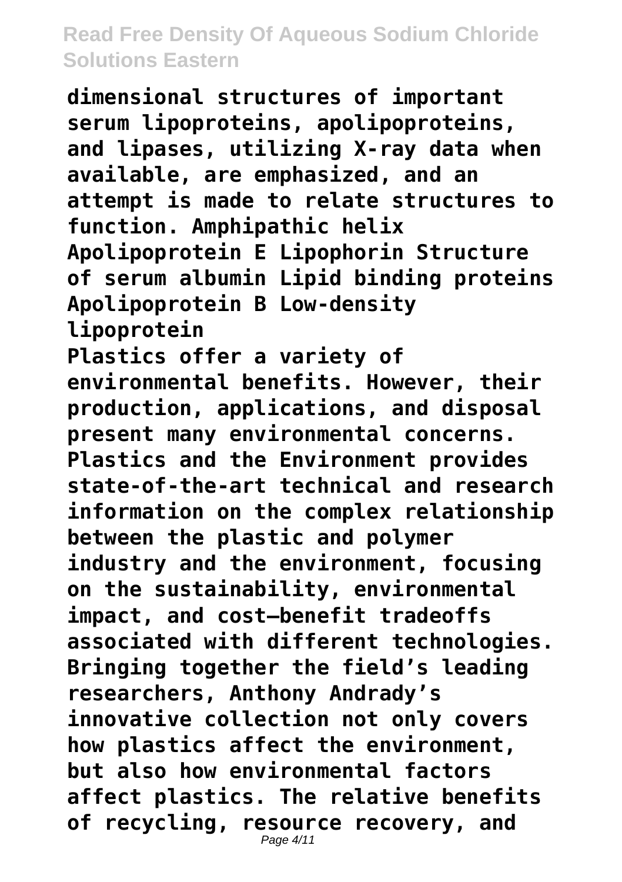**dimensional structures of important serum lipoproteins, apolipoproteins, and lipases, utilizing X-ray data when available, are emphasized, and an attempt is made to relate structures to function. Amphipathic helix Apolipoprotein E Lipophorin Structure of serum albumin Lipid binding proteins Apolipoprotein B Low-density lipoprotein**

**Plastics offer a variety of environmental benefits. However, their production, applications, and disposal present many environmental concerns. Plastics and the Environment provides state-of-the-art technical and research information on the complex relationship between the plastic and polymer industry and the environment, focusing on the sustainability, environmental impact, and cost–benefit tradeoffs associated with different technologies. Bringing together the field's leading researchers, Anthony Andrady's innovative collection not only covers how plastics affect the environment, but also how environmental factors affect plastics. The relative benefits of recycling, resource recovery, and**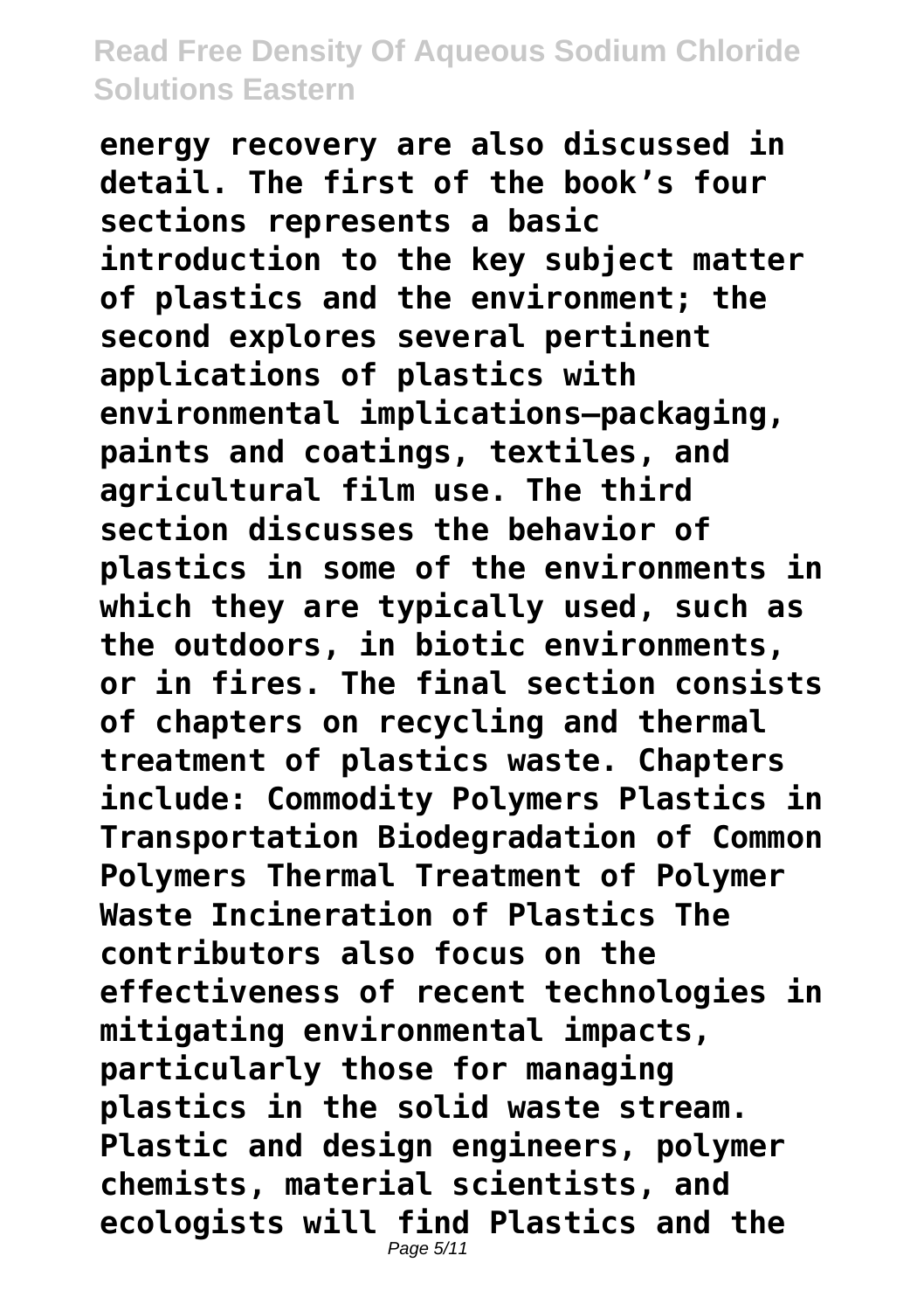**energy recovery are also discussed in detail. The first of the book's four sections represents a basic introduction to the key subject matter of plastics and the environment; the second explores several pertinent applications of plastics with environmental implications—packaging, paints and coatings, textiles, and agricultural film use. The third section discusses the behavior of plastics in some of the environments in which they are typically used, such as the outdoors, in biotic environments, or in fires. The final section consists of chapters on recycling and thermal treatment of plastics waste. Chapters include: Commodity Polymers Plastics in Transportation Biodegradation of Common Polymers Thermal Treatment of Polymer Waste Incineration of Plastics The contributors also focus on the effectiveness of recent technologies in mitigating environmental impacts, particularly those for managing plastics in the solid waste stream. Plastic and design engineers, polymer chemists, material scientists, and ecologists will find Plastics and the**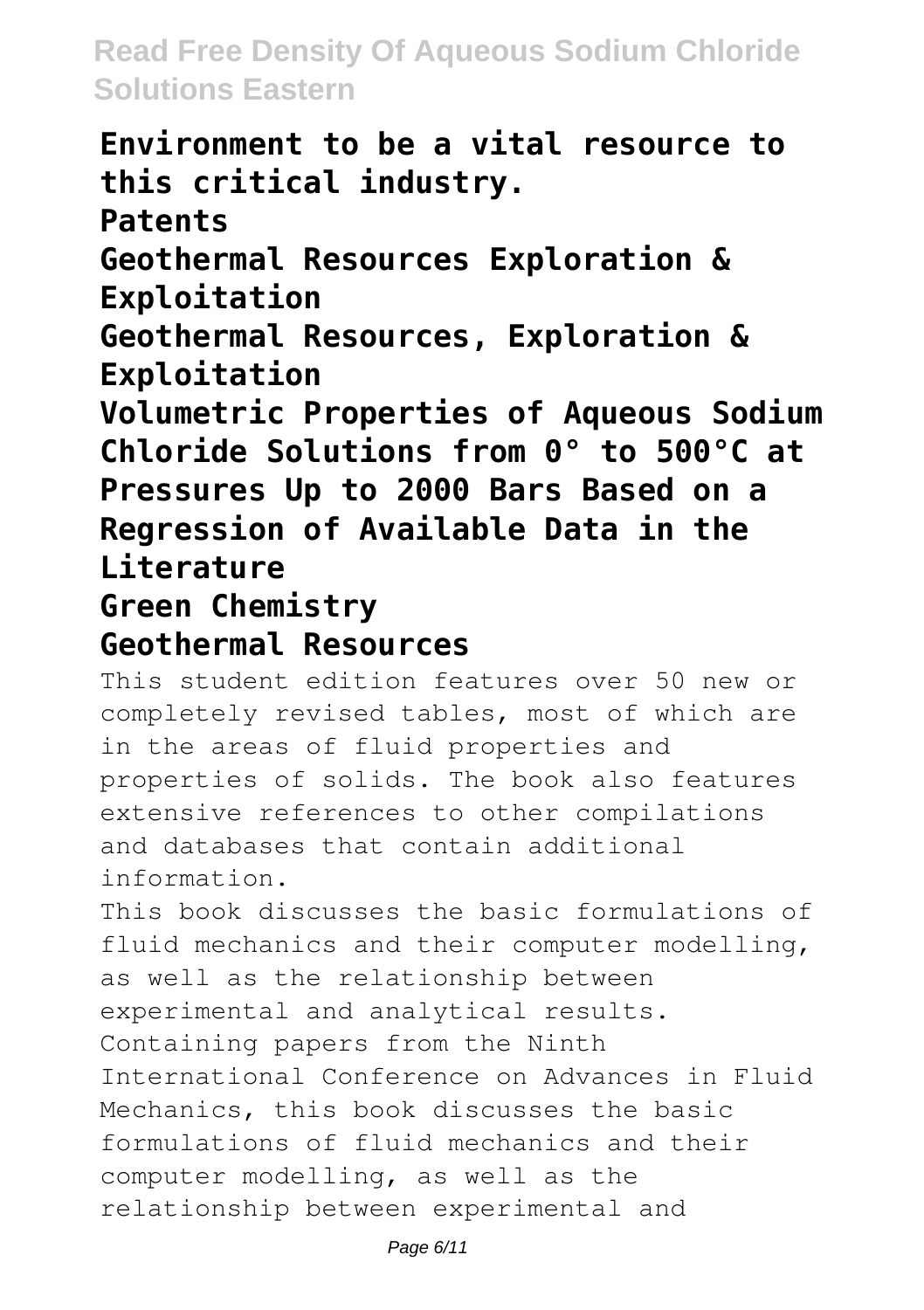**Environment to be a vital resource to this critical industry.**

**Patents**

**Geothermal Resources Exploration & Exploitation**

**Geothermal Resources, Exploration & Exploitation**

**Volumetric Properties of Aqueous Sodium Chloride Solutions from 0° to 500°C at Pressures Up to 2000 Bars Based on a Regression of Available Data in the Literature**

**Green Chemistry**

**Geothermal Resources**

This student edition features over 50 new or completely revised tables, most of which are in the areas of fluid properties and properties of solids. The book also features extensive references to other compilations and databases that contain additional information.

This book discusses the basic formulations of fluid mechanics and their computer modelling, as well as the relationship between experimental and analytical results. Containing papers from the Ninth International Conference on Advances in Fluid Mechanics, this book discusses the basic formulations of fluid mechanics and their computer modelling, as well as the relationship between experimental and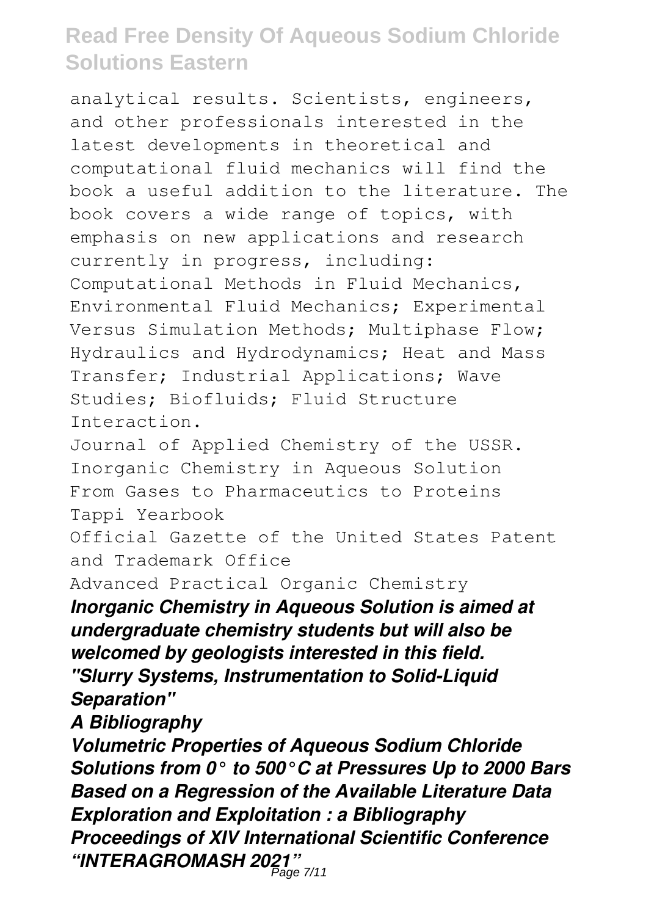analytical results. Scientists, engineers, and other professionals interested in the latest developments in theoretical and computational fluid mechanics will find the book a useful addition to the literature. The book covers a wide range of topics, with emphasis on new applications and research currently in progress, including: Computational Methods in Fluid Mechanics, Environmental Fluid Mechanics; Experimental Versus Simulation Methods; Multiphase Flow; Hydraulics and Hydrodynamics; Heat and Mass Transfer; Industrial Applications; Wave Studies; Biofluids; Fluid Structure Interaction.

Journal of Applied Chemistry of the USSR.
Inorganic Chemistry in Aqueous Solution
From Gases to Pharmaceutics to Proteins
Tappi Yearbook
Official Gazette of the United States Patent and Trademark Office
Advanced Practical Organic Chemistry

***Inorganic Chemistry in Aqueous Solution is aimed at undergraduate chemistry students but will also be welcomed by geologists interested in this field.***
***"Slurry Systems, Instrumentation to Solid-Liquid Separation"***
***A Bibliography***
***Volumetric Properties of Aqueous Sodium Chloride Solutions from 0° to 500°C at Pressures Up to 2000 Bars Based on a Regression of the Available Literature Data***
***Exploration and Exploitation : a Bibliography***
***Proceedings of XIV International Scientific Conference "INTERAGROMASH 2021"***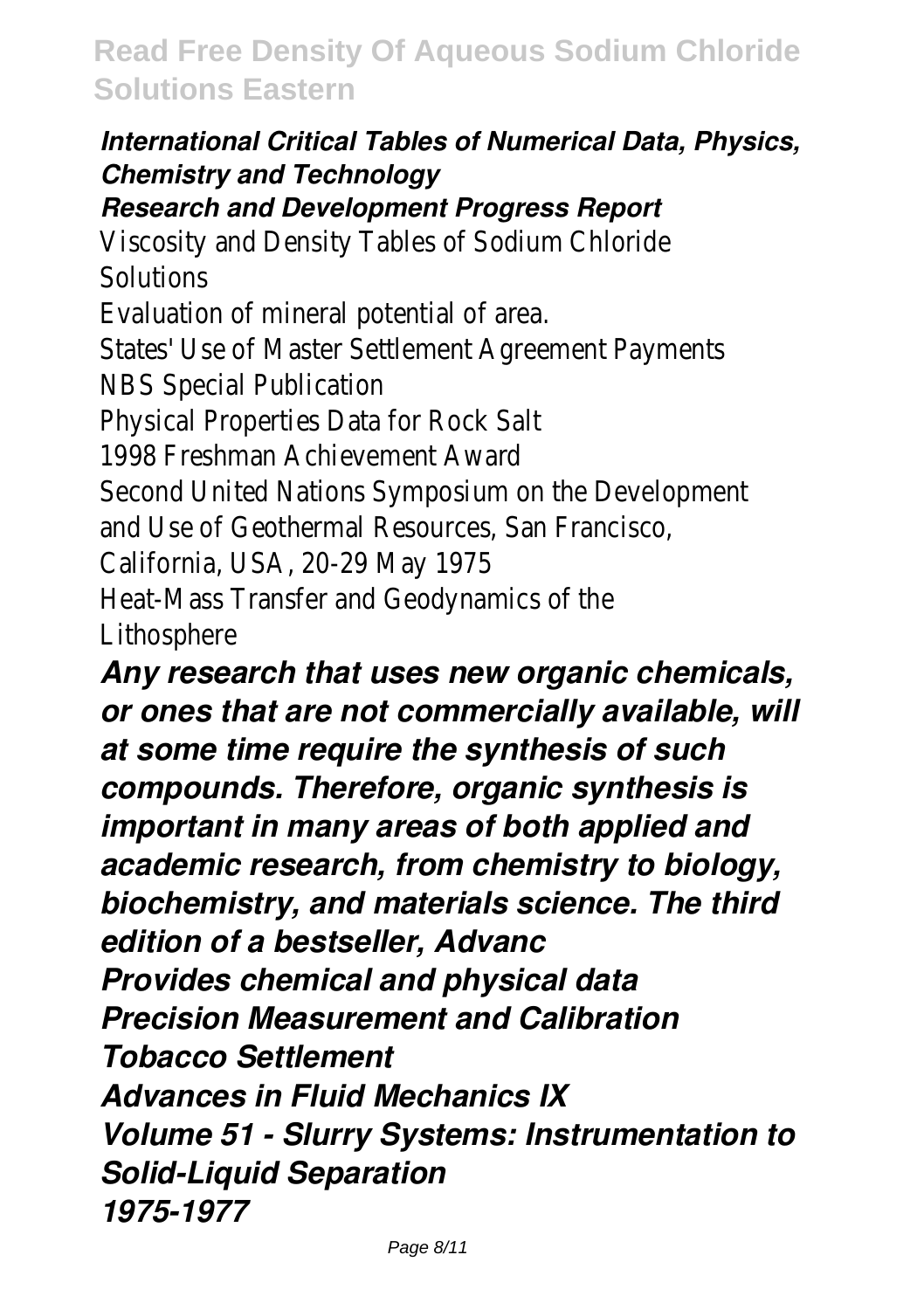***International Critical Tables of Numerical Data, Physics, Chemistry and Technology***

***Research and Development Progress Report***

Viscosity and Density Tables of Sodium Chloride Solutions

Evaluation of mineral potential of area.

States' Use of Master Settlement Agreement Payments

NBS Special Publication

Physical Properties Data for Rock Salt

1998 Freshman Achievement Award

Second United Nations Symposium on the Development and Use of Geothermal Resources, San Francisco, California, USA, 20-29 May 1975

Heat-Mass Transfer and Geodynamics of the Lithosphere

***Any research that uses new organic chemicals, or ones that are not commercially available, will at some time require the synthesis of such compounds. Therefore, organic synthesis is important in many areas of both applied and academic research, from chemistry to biology, biochemistry, and materials science. The third edition of a bestseller, Advanc***

***Provides chemical and physical data***

***Precision Measurement and Calibration***

***Tobacco Settlement***

***Advances in Fluid Mechanics IX***

***Volume 51 - Slurry Systems: Instrumentation to Solid-Liquid Separation***

***1975-1977***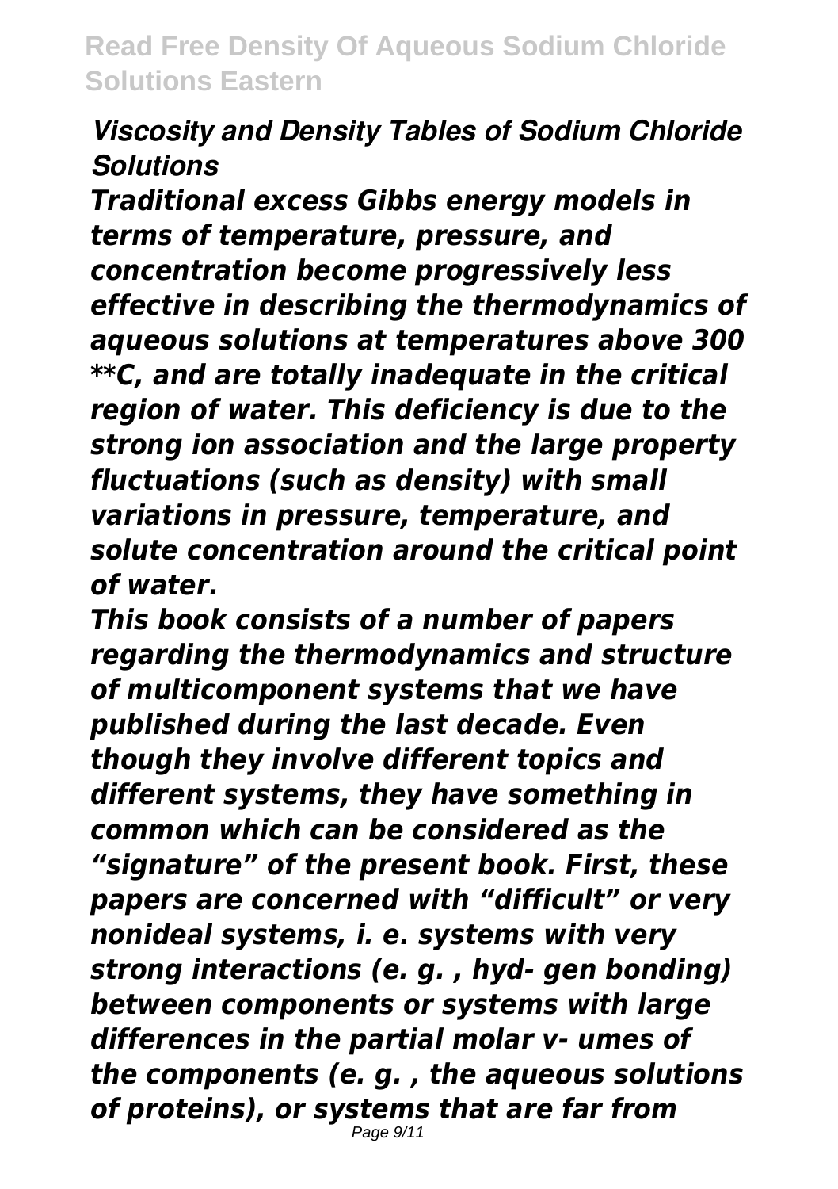*Viscosity and Density Tables of Sodium Chloride Solutions*

*Traditional excess Gibbs energy models in terms of temperature, pressure, and concentration become progressively less effective in describing the thermodynamics of aqueous solutions at temperatures above 300 **C, and are totally inadequate in the critical region of water. This deficiency is due to the strong ion association and the large property fluctuations (such as density) with small variations in pressure, temperature, and solute concentration around the critical point of water.*

*This book consists of a number of papers regarding the thermodynamics and structure of multicomponent systems that we have published during the last decade. Even though they involve different topics and different systems, they have something in common which can be considered as the "signature" of the present book. First, these papers are concerned with "difficult" or very nonideal systems, i. e. systems with very strong interactions (e. g. , hyd- gen bonding) between components or systems with large differences in the partial molar v- umes of the components (e. g. , the aqueous solutions of proteins), or systems that are far from*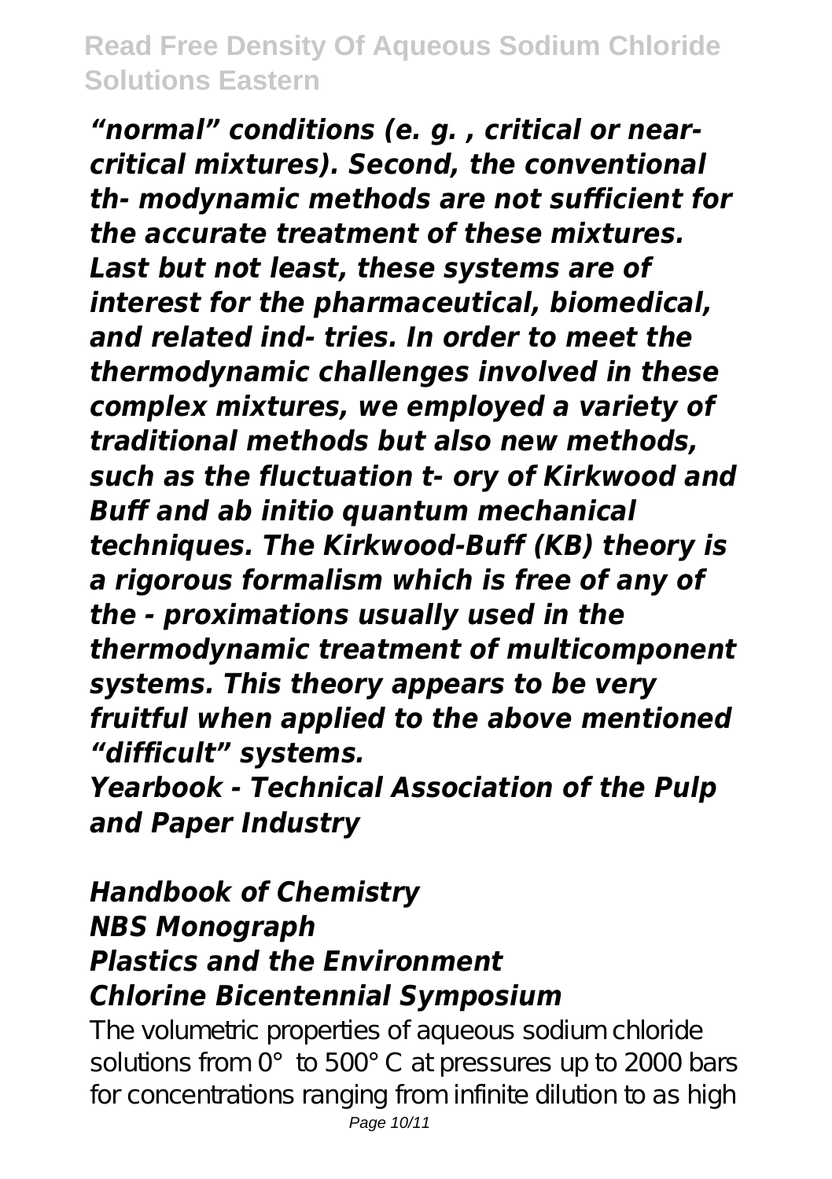*“normal” conditions (e. g. , critical or near-critical mixtures). Second, the conventional th- modynamic methods are not sufficient for the accurate treatment of these mixtures. Last but not least, these systems are of interest for the pharmaceutical, biomedical, and related ind- tries. In order to meet the thermodynamic challenges involved in these complex mixtures, we employed a variety of traditional methods but also new methods, such as the fluctuation t- ory of Kirkwood and Buff and ab initio quantum mechanical techniques. The Kirkwood-Buff (KB) theory is a rigorous formalism which is free of any of the - proximations usually used in the thermodynamic treatment of multicomponent systems. This theory appears to be very fruitful when applied to the above mentioned “difficult” systems.*

***Yearbook - Technical Association of the Pulp and Paper Industry***

***Handbook of Chemistry***
***NBS Monograph***
***Plastics and the Environment***
***Chlorine Bicentennial Symposium***

The volumetric properties of aqueous sodium chloride solutions from 0° to 500° C at pressures up to 2000 bars for concentrations ranging from infinite dilution to as high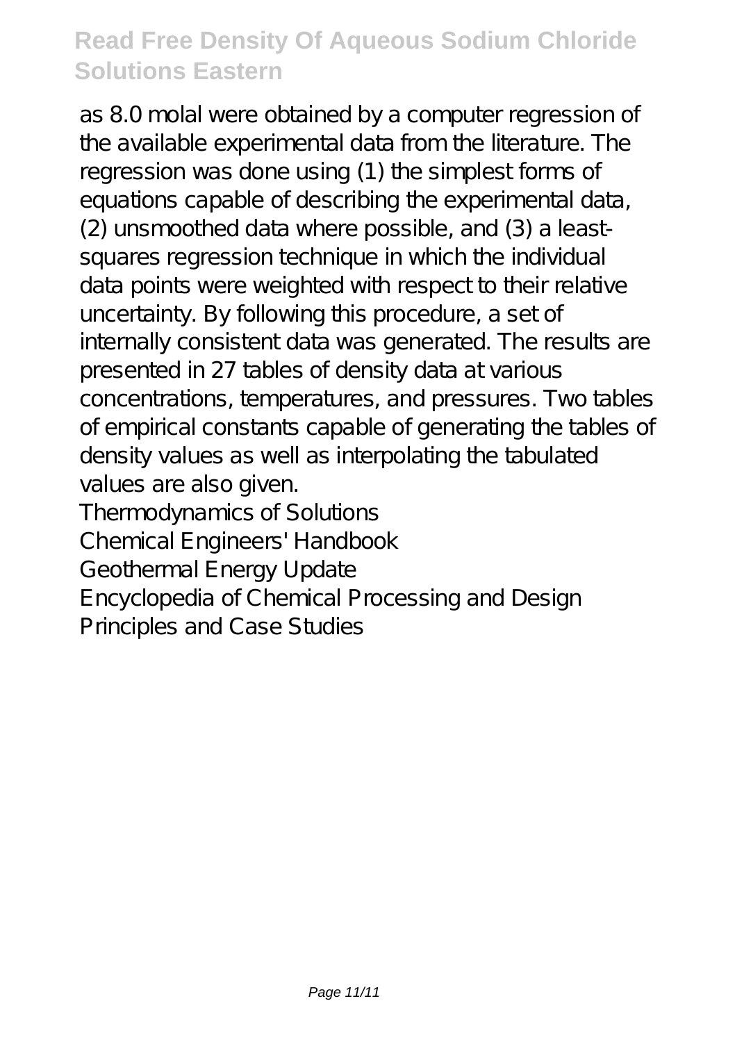as 8.0 molal were obtained by a computer regression of the available experimental data from the literature. The regression was done using (1) the simplest forms of equations capable of describing the experimental data, (2) unsmoothed data where possible, and (3) a least-squares regression technique in which the individual data points were weighted with respect to their relative uncertainty. By following this procedure, a set of internally consistent data was generated. The results are presented in 27 tables of density data at various concentrations, temperatures, and pressures. Two tables of empirical constants capable of generating the tables of density values as well as interpolating the tabulated values are also given.

Thermodynamics of Solutions

Chemical Engineers' Handbook

Geothermal Energy Update

Encyclopedia of Chemical Processing and Design

Principles and Case Studies